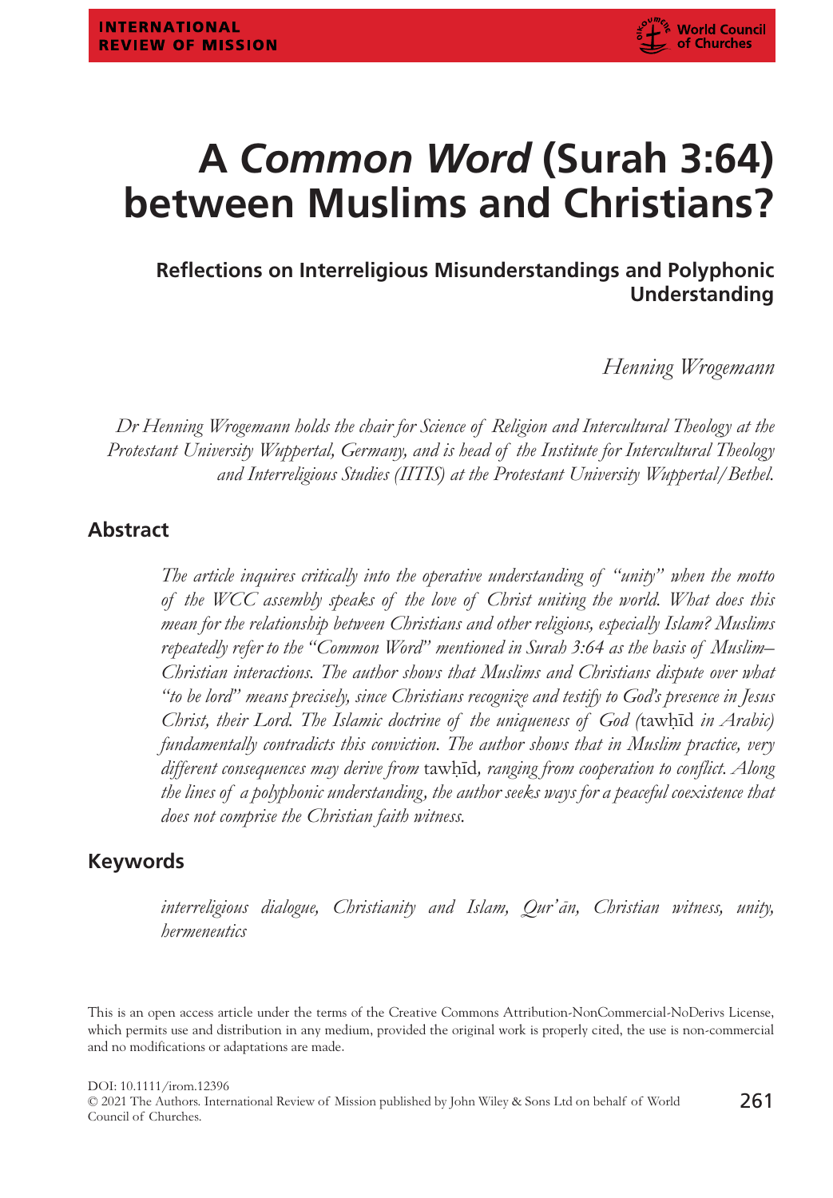# A *Common Word* (Surah 3:64) between Muslims and Christians?

## Reflections on Interreligious Misunderstandings and Polyphonic Understanding

*Henning Wrogemann*

*Dr Henning Wrogemann holds the chair for Science of Religion and Intercultural Theology at the Protestant University Wuppertal, Germany, and is head of the Institute for Intercultural Theology and Interreligious Studies (IITIS) at the Protestant University Wuppertal/Bethel.*

## Abstract

*The article inquires critically into the operative understanding of "unity" when the motto of the WCC assembly speaks of the love of Christ uniting the world. What does this mean for the relationship between Christians and other religions, especially Islam? Muslims repeatedly refer to the "Common Word" mentioned in Surah 3:64 as the basis of Muslim–Christian interactions. The author shows that Muslims and Christians dispute over what "to be lord" means precisely, since Christians recognize and testify to God's presence in Jesus Christ, their Lord. The Islamic doctrine of the uniqueness of God (*tawḥīd *in Arabic) fundamentally contradicts this conviction. The author shows that in Muslim practice, very different consequences may derive from* tawḥīd*, ranging from cooperation to conflict. Along the lines of a polyphonic understanding, the author seeks ways for a peaceful coexistence that does not comprise the Christian faith witness.*

## Keywords

*interreligious dialogue, Christianity and Islam, Qur'ān, Christian witness, unity, hermeneutics*

This is an open access article under the terms of the Creative Commons Attribution-NonCommercial-NoDerivs License, which permits use and distribution in any medium, provided the original work is properly cited, the use is non-commercial and no modifications or adaptations are made.

DOI: 10.1111/irom.12396

© 2021 The Authors. International Review of Mission published by John Wiley & Sons Ltd on behalf of World Council of Churches.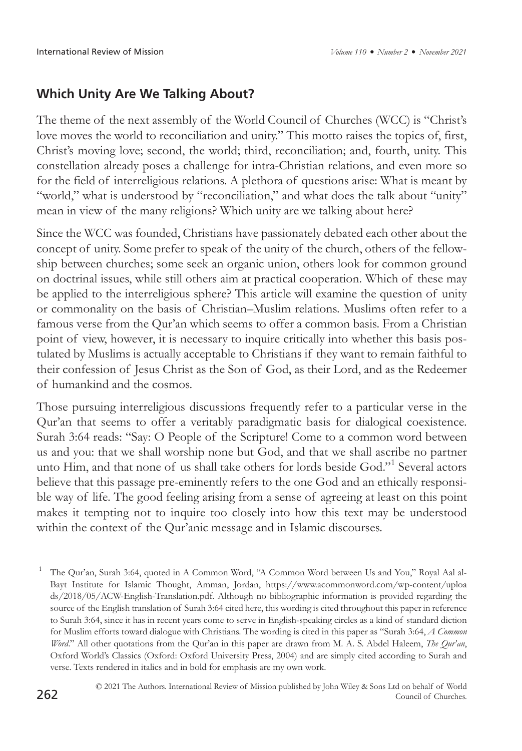## Which Unity Are We Talking About?

The theme of the next assembly of the World Council of Churches (WCC) is "Christ's love moves the world to reconciliation and unity." This motto raises the topics of, first, Christ's moving love; second, the world; third, reconciliation; and, fourth, unity. This constellation already poses a challenge for intra-Christian relations, and even more so for the field of interreligious relations. A plethora of questions arise: What is meant by "world," what is understood by "reconciliation," and what does the talk about "unity" mean in view of the many religions? Which unity are we talking about here?

Since the WCC was founded, Christians have passionately debated each other about the concept of unity. Some prefer to speak of the unity of the church, others of the fellowship between churches; some seek an organic union, others look for common ground on doctrinal issues, while still others aim at practical cooperation. Which of these may be applied to the interreligious sphere? This article will examine the question of unity or commonality on the basis of Christian–Muslim relations. Muslims often refer to a famous verse from the Qur'an which seems to offer a common basis. From a Christian point of view, however, it is necessary to inquire critically into whether this basis postulated by Muslims is actually acceptable to Christians if they want to remain faithful to their confession of Jesus Christ as the Son of God, as their Lord, and as the Redeemer of humankind and the cosmos.

Those pursuing interreligious discussions frequently refer to a particular verse in the Qur'an that seems to offer a veritably paradigmatic basis for dialogical coexistence. Surah 3:64 reads: "Say: O People of the Scripture! Come to a common word between us and you: that we shall worship none but God, and that we shall ascribe no partner unto Him, and that none of us shall take others for lords beside God."[1] Several actors believe that this passage pre-eminently refers to the one God and an ethically responsible way of life. The good feeling arising from a sense of agreeing at least on this point makes it tempting not to inquire too closely into how this text may be understood within the context of the Qur'anic message and in Islamic discourses.

[1] The Qur'an, Surah 3:64, quoted in A Common Word, "A Common Word between Us and You," Royal Aal al-Bayt Institute for Islamic Thought, Amman, Jordan, https://www.acommonword.com/wp-content/uploads/2018/05/ACW-English-Translation.pdf. Although no bibliographic information is provided regarding the source of the English translation of Surah 3:64 cited here, this wording is cited throughout this paper in reference to Surah 3:64, since it has in recent years come to serve in English-speaking circles as a kind of standard diction for Muslim efforts toward dialogue with Christians. The wording is cited in this paper as "Surah 3:64, *A Common Word*." All other quotations from the Qur'an in this paper are drawn from M. A. S. Abdel Haleem, *The Qur'an*, Oxford World's Classics (Oxford: Oxford University Press, 2004) and are simply cited according to Surah and verse. Texts rendered in italics and in bold for emphasis are my own work.

© 2021 The Authors. International Review of Mission published by John Wiley & Sons Ltd on behalf of World Council of Churches.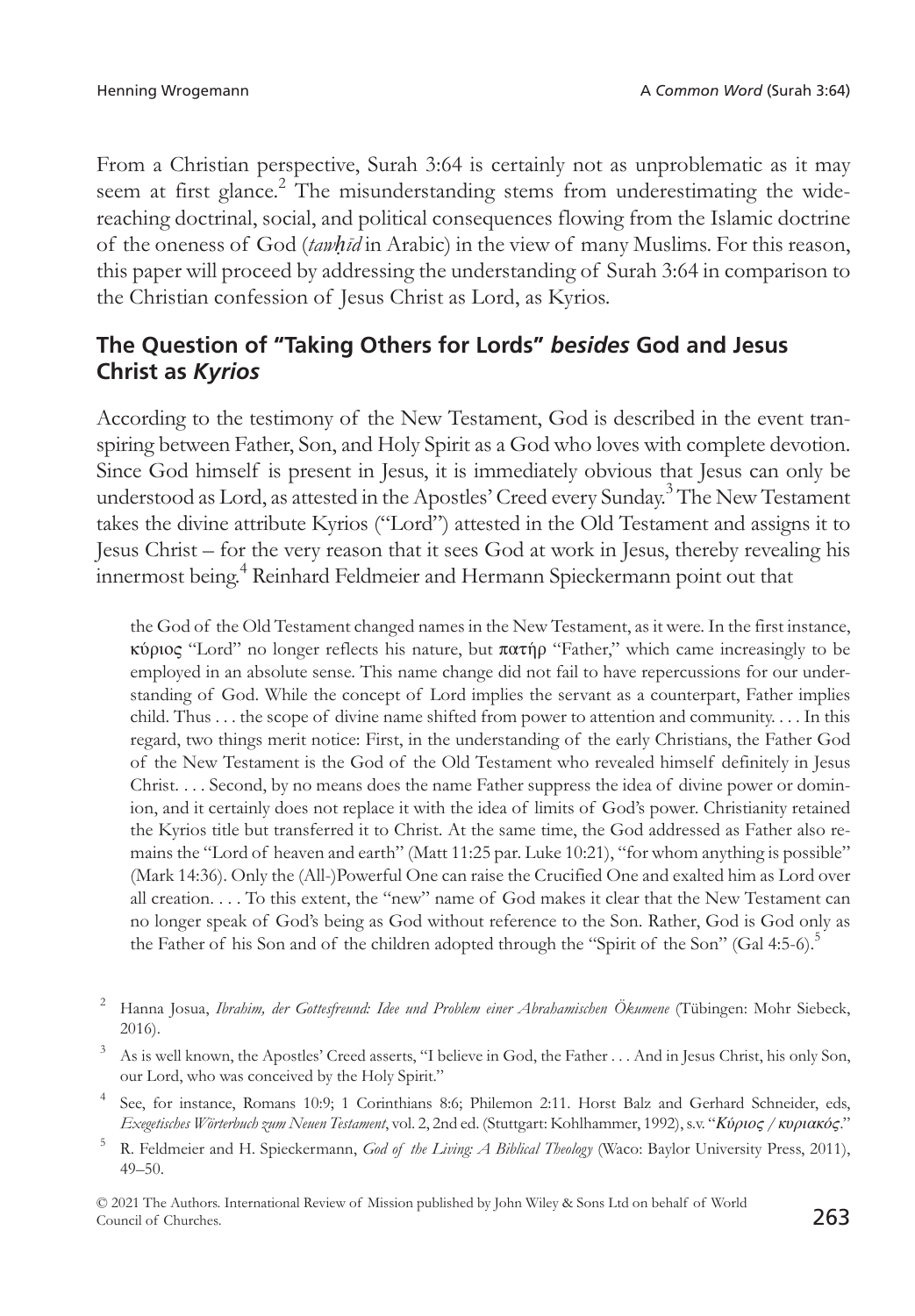From a Christian perspective, Surah 3:64 is certainly not as unproblematic as it may seem at first glance.[2] The misunderstanding stems from underestimating the wide-reaching doctrinal, social, and political consequences flowing from the Islamic doctrine of the oneness of God (*tawḥīd* in Arabic) in the view of many Muslims. For this reason, this paper will proceed by addressing the understanding of Surah 3:64 in comparison to the Christian confession of Jesus Christ as Lord, as Kyrios.

## The Question of "Taking Others for Lords" *besides* God and Jesus Christ as *Kyrios*

According to the testimony of the New Testament, God is described in the event transpiring between Father, Son, and Holy Spirit as a God who loves with complete devotion. Since God himself is present in Jesus, it is immediately obvious that Jesus can only be understood as Lord, as attested in the Apostles' Creed every Sunday.[3] The New Testament takes the divine attribute Kyrios ("Lord") attested in the Old Testament and assigns it to Jesus Christ – for the very reason that it sees God at work in Jesus, thereby revealing his innermost being.[4] Reinhard Feldmeier and Hermann Spieckermann point out that

> the God of the Old Testament changed names in the New Testament, as it were. In the first instance, κύριος "Lord" no longer reflects his nature, but πατήρ "Father," which came increasingly to be employed in an absolute sense. This name change did not fail to have repercussions for our understanding of God. While the concept of Lord implies the servant as a counterpart, Father implies child. Thus . . . the scope of divine name shifted from power to attention and community. . . . In this regard, two things merit notice: First, in the understanding of the early Christians, the Father God of the New Testament is the God of the Old Testament who revealed himself definitely in Jesus Christ. . . . Second, by no means does the name Father suppress the idea of divine power or dominion, and it certainly does not replace it with the idea of limits of God's power. Christianity retained the Kyrios title but transferred it to Christ. At the same time, the God addressed as Father also remains the "Lord of heaven and earth" (Matt 11:25 par. Luke 10:21), "for whom anything is possible" (Mark 14:36). Only the (All-)Powerful One can raise the Crucified One and exalted him as Lord over all creation. . . . To this extent, the "new" name of God makes it clear that the New Testament can no longer speak of God's being as God without reference to the Son. Rather, God is God only as the Father of his Son and of the children adopted through the "Spirit of the Son" (Gal 4:5-6).[5]

[2] Hanna Josua, *Ibrahim, der Gottesfreund: Idee und Problem einer Abrahamischen Ökumene* (Tübingen: Mohr Siebeck, 2016).

[3] As is well known, the Apostles' Creed asserts, "I believe in God, the Father . . . And in Jesus Christ, his only Son, our Lord, who was conceived by the Holy Spirit."

[4] See, for instance, Romans 10:9; 1 Corinthians 8:6; Philemon 2:11. Horst Balz and Gerhard Schneider, eds, *Exegetisches Wörterbuch zum Neuen Testament*, vol. 2, 2nd ed. (Stuttgart: Kohlhammer, 1992), s.v. "*Κύριος / κυριακός*."

[5] R. Feldmeier and H. Spieckermann, *God of the Living: A Biblical Theology* (Waco: Baylor University Press, 2011), 49–50.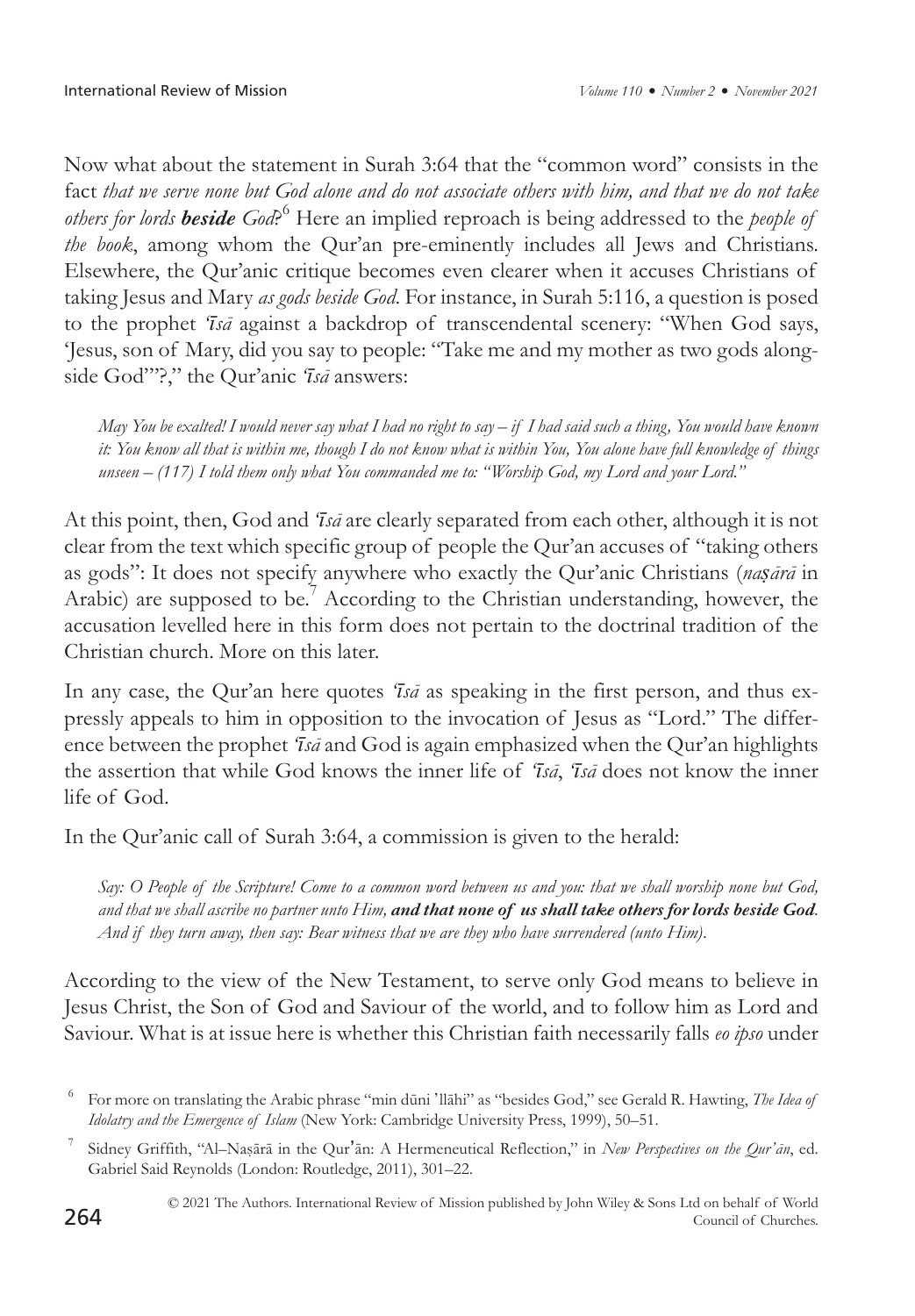Now what about the statement in Surah 3:64 that the "common word" consists in the fact *that we serve none but God alone and do not associate others with him, and that we do not take others for lords* ***beside*** *God*?[6] Here an implied reproach is being addressed to the *people of the book*, among whom the Qur'an pre-eminently includes all Jews and Christians. Elsewhere, the Qur'anic critique becomes even clearer when it accuses Christians of taking Jesus and Mary *as gods beside God*. For instance, in Surah 5:116, a question is posed to the prophet *'Īsā* against a backdrop of transcendental scenery: "When God says, 'Jesus, son of Mary, did you say to people: "Take me and my mother as two gods alongside God"'?," the Qur'anic *'Īsā* answers:

> *May You be exalted! I would never say what I had no right to say – if I had said such a thing, You would have known it: You know all that is within me, though I do not know what is within You, You alone have full knowledge of things unseen – (117) I told them only what You commanded me to: "Worship God, my Lord and your Lord."*

At this point, then, God and *'Īsā* are clearly separated from each other, although it is not clear from the text which specific group of people the Qur'an accuses of "taking others as gods": It does not specify anywhere who exactly the Qur'anic Christians (*naṣārā* in Arabic) are supposed to be.[7] According to the Christian understanding, however, the accusation levelled here in this form does not pertain to the doctrinal tradition of the Christian church. More on this later.

In any case, the Qur'an here quotes *'Īsā* as speaking in the first person, and thus expressly appeals to him in opposition to the invocation of Jesus as "Lord." The difference between the prophet *'Īsā* and God is again emphasized when the Qur'an highlights the assertion that while God knows the inner life of *'Īsā*, *'Īsā* does not know the inner life of God.

In the Qur'anic call of Surah 3:64, a commission is given to the herald:

> *Say: O People of the Scripture! Come to a common word between us and you: that we shall worship none but God, and that we shall ascribe no partner unto Him,* ***and that none of us shall take others for lords beside God****. And if they turn away, then say: Bear witness that we are they who have surrendered (unto Him).*

According to the view of the New Testament, to serve only God means to believe in Jesus Christ, the Son of God and Saviour of the world, and to follow him as Lord and Saviour. What is at issue here is whether this Christian faith necessarily falls *eo ipso* under

---

[6] For more on translating the Arabic phrase "min dūni 'llāhi" as "besides God," see Gerald R. Hawting, *The Idea of Idolatry and the Emergence of Islam* (New York: Cambridge University Press, 1999), 50–51.

[7] Sidney Griffith, "Al–Naṣārā in the Qur'ān: A Hermeneutical Reflection," in *New Perspectives on the Qur'ān*, ed. Gabriel Said Reynolds (London: Routledge, 2011), 301–22.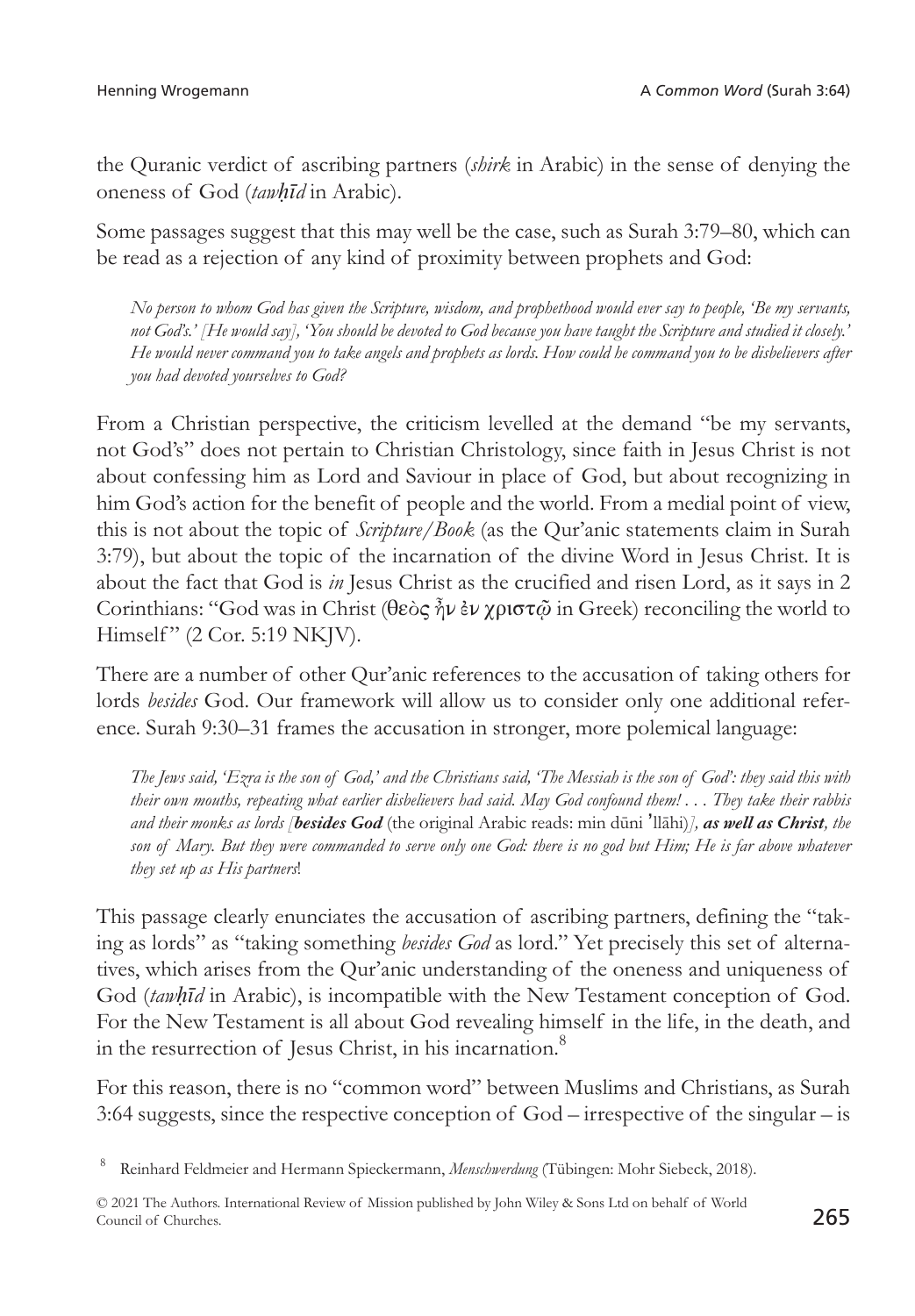the Quranic verdict of ascribing partners (*shirk* in Arabic) in the sense of denying the oneness of God (*tawḥīd* in Arabic).

Some passages suggest that this may well be the case, such as Surah 3:79–80, which can be read as a rejection of any kind of proximity between prophets and God:

> *No person to whom God has given the Scripture, wisdom, and prophethood would ever say to people, 'Be my servants, not God's.' [He would say], 'You should be devoted to God because you have taught the Scripture and studied it closely.' He would never command you to take angels and prophets as lords. How could he command you to be disbelievers after you had devoted yourselves to God?*

From a Christian perspective, the criticism levelled at the demand "be my servants, not God's" does not pertain to Christian Christology, since faith in Jesus Christ is not about confessing him as Lord and Saviour in place of God, but about recognizing in him God's action for the benefit of people and the world. From a medial point of view, this is not about the topic of *Scripture/Book* (as the Qur'anic statements claim in Surah 3:79), but about the topic of the incarnation of the divine Word in Jesus Christ. It is about the fact that God is *in* Jesus Christ as the crucified and risen Lord, as it says in 2 Corinthians: "God was in Christ (θεὸς ἦν ἐν χριστῷ in Greek) reconciling the world to Himself" (2 Cor. 5:19 NKJV).

There are a number of other Qur'anic references to the accusation of taking others for lords *besides* God. Our framework will allow us to consider only one additional reference. Surah 9:30–31 frames the accusation in stronger, more polemical language:

> *The Jews said, 'Ezra is the son of God,' and the Christians said, 'The Messiah is the son of God': they said this with their own mouths, repeating what earlier disbelievers had said. May God confound them! . . . They take their rabbis and their monks as lords [**besides God** (the original Arabic reads: min dūni ʾllāhi)], **as well as Christ**, the son of Mary. But they were commanded to serve only one God: there is no god but Him; He is far above whatever they set up as His partners!*

This passage clearly enunciates the accusation of ascribing partners, defining the "taking as lords" as "taking something *besides God* as lord." Yet precisely this set of alternatives, which arises from the Qur'anic understanding of the oneness and uniqueness of God (*tawḥīd* in Arabic), is incompatible with the New Testament conception of God. For the New Testament is all about God revealing himself in the life, in the death, and in the resurrection of Jesus Christ, in his incarnation.[8]

For this reason, there is no "common word" between Muslims and Christians, as Surah 3:64 suggests, since the respective conception of God – irrespective of the singular – is

[8] Reinhard Feldmeier and Hermann Spieckermann, *Menschwerdung* (Tübingen: Mohr Siebeck, 2018).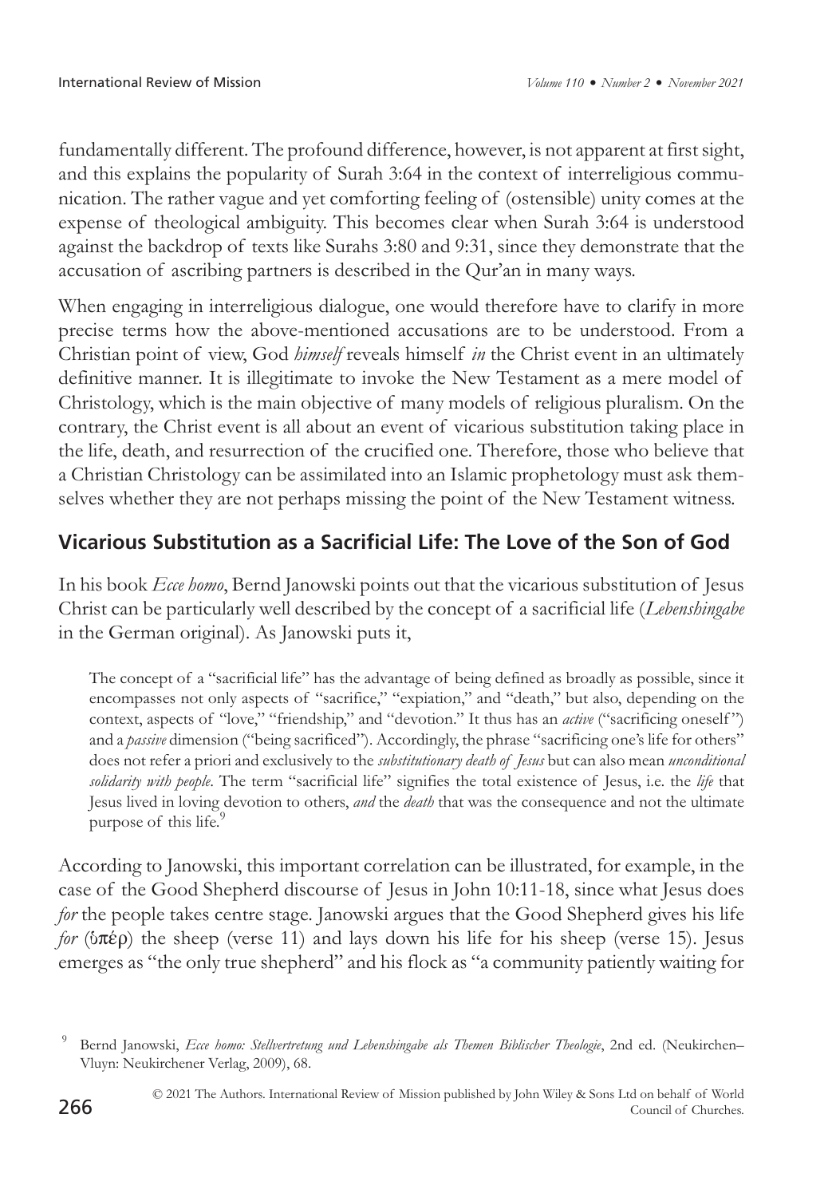fundamentally different. The profound difference, however, is not apparent at first sight, and this explains the popularity of Surah 3:64 in the context of interreligious communication. The rather vague and yet comforting feeling of (ostensible) unity comes at the expense of theological ambiguity. This becomes clear when Surah 3:64 is understood against the backdrop of texts like Surahs 3:80 and 9:31, since they demonstrate that the accusation of ascribing partners is described in the Qur'an in many ways.

When engaging in interreligious dialogue, one would therefore have to clarify in more precise terms how the above-mentioned accusations are to be understood. From a Christian point of view, God *himself* reveals himself *in* the Christ event in an ultimately definitive manner. It is illegitimate to invoke the New Testament as a mere model of Christology, which is the main objective of many models of religious pluralism. On the contrary, the Christ event is all about an event of vicarious substitution taking place in the life, death, and resurrection of the crucified one. Therefore, those who believe that a Christian Christology can be assimilated into an Islamic prophetology must ask themselves whether they are not perhaps missing the point of the New Testament witness.

## Vicarious Substitution as a Sacrificial Life: The Love of the Son of God

In his book *Ecce homo*, Bernd Janowski points out that the vicarious substitution of Jesus Christ can be particularly well described by the concept of a sacrificial life (*Lebenshingabe* in the German original). As Janowski puts it,

> The concept of a "sacrificial life" has the advantage of being defined as broadly as possible, since it encompasses not only aspects of "sacrifice," "expiation," and "death," but also, depending on the context, aspects of "love," "friendship," and "devotion." It thus has an *active* ("sacrificing oneself") and a *passive* dimension ("being sacrificed"). Accordingly, the phrase "sacrificing one's life for others" does not refer a priori and exclusively to the *substitutionary death of Jesus* but can also mean *unconditional solidarity with people*. The term "sacrificial life" signifies the total existence of Jesus, i.e. the *life* that Jesus lived in loving devotion to others, *and* the *death* that was the consequence and not the ultimate purpose of this life.[9]

According to Janowski, this important correlation can be illustrated, for example, in the case of the Good Shepherd discourse of Jesus in John 10:11-18, since what Jesus does *for* the people takes centre stage. Janowski argues that the Good Shepherd gives his life *for* (ὑπέρ) the sheep (verse 11) and lays down his life for his sheep (verse 15). Jesus emerges as "the only true shepherd" and his flock as "a community patiently waiting for

[9] Bernd Janowski, *Ecce homo: Stellvertretung und Lebenshingabe als Themen Biblischer Theologie*, 2nd ed. (Neukirchen–Vluyn: Neukirchener Verlag, 2009), 68.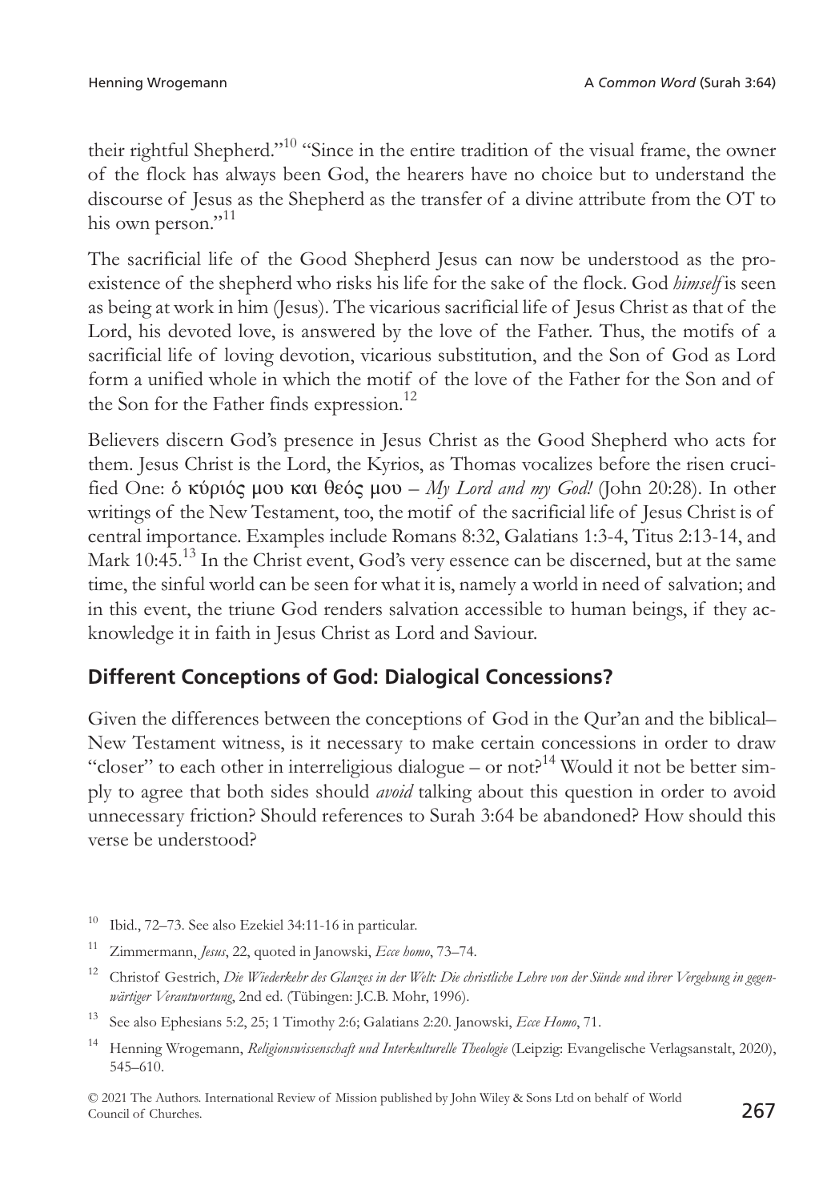their rightful Shepherd."[10] "Since in the entire tradition of the visual frame, the owner of the flock has always been God, the hearers have no choice but to understand the discourse of Jesus as the Shepherd as the transfer of a divine attribute from the OT to his own person."[11]

The sacrificial life of the Good Shepherd Jesus can now be understood as the pro-existence of the shepherd who risks his life for the sake of the flock. God *himself* is seen as being at work in him (Jesus). The vicarious sacrificial life of Jesus Christ as that of the Lord, his devoted love, is answered by the love of the Father. Thus, the motifs of a sacrificial life of loving devotion, vicarious substitution, and the Son of God as Lord form a unified whole in which the motif of the love of the Father for the Son and of the Son for the Father finds expression.[12]

Believers discern God's presence in Jesus Christ as the Good Shepherd who acts for them. Jesus Christ is the Lord, the Kyrios, as Thomas vocalizes before the risen crucified One: ὁ κύριός μου και θεός μου – *My Lord and my God!* (John 20:28). In other writings of the New Testament, too, the motif of the sacrificial life of Jesus Christ is of central importance. Examples include Romans 8:32, Galatians 1:3-4, Titus 2:13-14, and Mark 10:45.[13] In the Christ event, God's very essence can be discerned, but at the same time, the sinful world can be seen for what it is, namely a world in need of salvation; and in this event, the triune God renders salvation accessible to human beings, if they acknowledge it in faith in Jesus Christ as Lord and Saviour.

## Different Conceptions of God: Dialogical Concessions?

Given the differences between the conceptions of God in the Qur'an and the biblical–New Testament witness, is it necessary to make certain concessions in order to draw "closer" to each other in interreligious dialogue – or not?[14] Would it not be better simply to agree that both sides should *avoid* talking about this question in order to avoid unnecessary friction? Should references to Surah 3:64 be abandoned? How should this verse be understood?

---

[10] Ibid., 72–73. See also Ezekiel 34:11-16 in particular.

[11] Zimmermann, *Jesus*, 22, quoted in Janowski, *Ecce homo*, 73–74.

[12] Christof Gestrich, *Die Wiederkehr des Glanzes in der Welt: Die christliche Lehre von der Sünde und ihrer Vergebung in gegenwärtiger Verantwortung*, 2nd ed. (Tübingen: J.C.B. Mohr, 1996).

[13] See also Ephesians 5:2, 25; 1 Timothy 2:6; Galatians 2:20. Janowski, *Ecce Homo*, 71.

[14] Henning Wrogemann, *Religionswissenschaft und Interkulturelle Theologie* (Leipzig: Evangelische Verlagsanstalt, 2020), 545–610.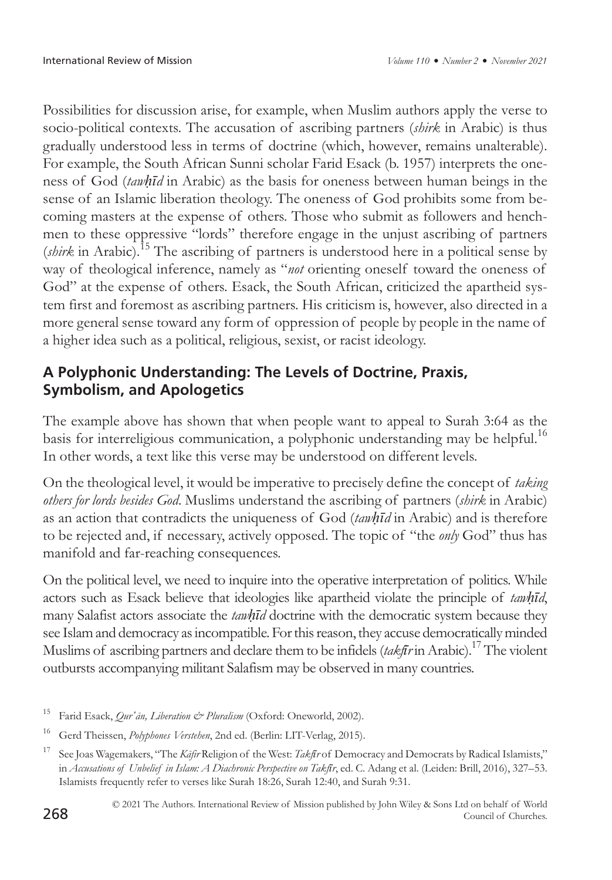Possibilities for discussion arise, for example, when Muslim authors apply the verse to socio-political contexts. The accusation of ascribing partners (*shirk* in Arabic) is thus gradually understood less in terms of doctrine (which, however, remains unalterable). For example, the South African Sunni scholar Farid Esack (b. 1957) interprets the oneness of God (*tawḥīd* in Arabic) as the basis for oneness between human beings in the sense of an Islamic liberation theology. The oneness of God prohibits some from becoming masters at the expense of others. Those who submit as followers and henchmen to these oppressive "lords" therefore engage in the unjust ascribing of partners (*shirk* in Arabic).[15] The ascribing of partners is understood here in a political sense by way of theological inference, namely as "*not* orienting oneself toward the oneness of God" at the expense of others. Esack, the South African, criticized the apartheid system first and foremost as ascribing partners. His criticism is, however, also directed in a more general sense toward any form of oppression of people by people in the name of a higher idea such as a political, religious, sexist, or racist ideology.

## A Polyphonic Understanding: The Levels of Doctrine, Praxis, Symbolism, and Apologetics

The example above has shown that when people want to appeal to Surah 3:64 as the basis for interreligious communication, a polyphonic understanding may be helpful.[16] In other words, a text like this verse may be understood on different levels.

On the theological level, it would be imperative to precisely define the concept of *taking others for lords besides God*. Muslims understand the ascribing of partners (*shirk* in Arabic) as an action that contradicts the uniqueness of God (*tawḥīd* in Arabic) and is therefore to be rejected and, if necessary, actively opposed. The topic of "the *only* God" thus has manifold and far-reaching consequences.

On the political level, we need to inquire into the operative interpretation of politics. While actors such as Esack believe that ideologies like apartheid violate the principle of *tawḥīd*, many Salafist actors associate the *tawḥīd* doctrine with the democratic system because they see Islam and democracy as incompatible. For this reason, they accuse democratically minded Muslims of ascribing partners and declare them to be infidels (*takfīr* in Arabic).[17] The violent outbursts accompanying militant Salafism may be observed in many countries.

[15] Farid Esack, *Qur'ān, Liberation & Pluralism* (Oxford: Oneworld, 2002).

[16] Gerd Theissen, *Polyphones Verstehen*, 2nd ed. (Berlin: LIT-Verlag, 2015).

[17] See Joas Wagemakers, "The *Kāfir* Religion of the West: *Takfīr* of Democracy and Democrats by Radical Islamists," in *Accusations of Unbelief in Islam: A Diachronic Perspective on Takfīr*, ed. C. Adang et al. (Leiden: Brill, 2016), 327–53. Islamists frequently refer to verses like Surah 18:26, Surah 12:40, and Surah 9:31.

© 2021 The Authors. International Review of Mission published by John Wiley & Sons Ltd on behalf of World Council of Churches.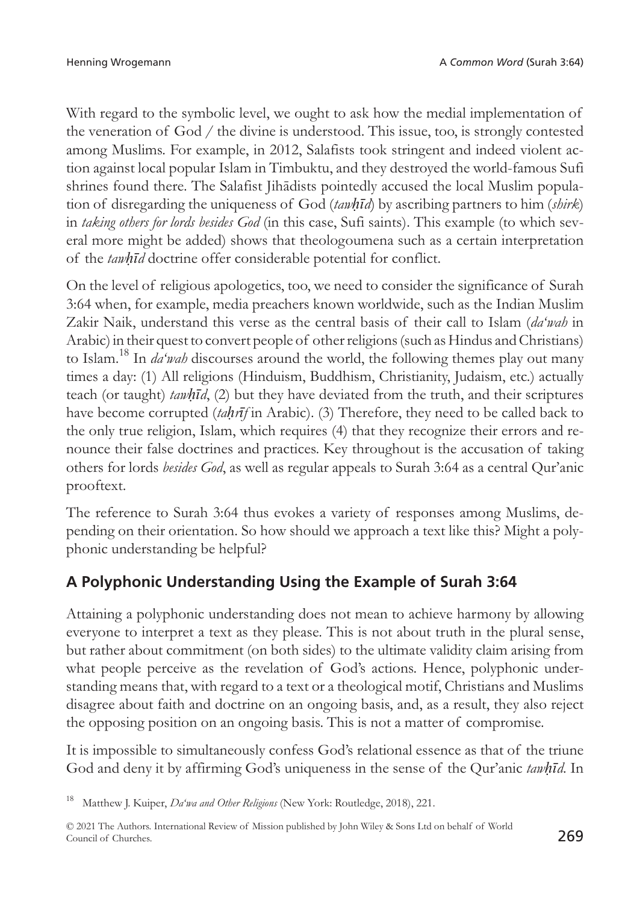With regard to the symbolic level, we ought to ask how the medial implementation of the veneration of God / the divine is understood. This issue, too, is strongly contested among Muslims. For example, in 2012, Salafists took stringent and indeed violent action against local popular Islam in Timbuktu, and they destroyed the world-famous Sufi shrines found there. The Salafist Jihādists pointedly accused the local Muslim population of disregarding the uniqueness of God (*tawḥīd*) by ascribing partners to him (*shirk*) in *taking others for lords besides God* (in this case, Sufi saints). This example (to which several more might be added) shows that theologoumena such as a certain interpretation of the *tawḥīd* doctrine offer considerable potential for conflict.

On the level of religious apologetics, too, we need to consider the significance of Surah 3:64 when, for example, media preachers known worldwide, such as the Indian Muslim Zakir Naik, understand this verse as the central basis of their call to Islam (*da'wah* in Arabic) in their quest to convert people of other religions (such as Hindus and Christians) to Islam.[18] In *da'wah* discourses around the world, the following themes play out many times a day: (1) All religions (Hinduism, Buddhism, Christianity, Judaism, etc.) actually teach (or taught) *tawḥīd*, (2) but they have deviated from the truth, and their scriptures have become corrupted (*taḥrīf* in Arabic). (3) Therefore, they need to be called back to the only true religion, Islam, which requires (4) that they recognize their errors and renounce their false doctrines and practices. Key throughout is the accusation of taking others for lords *besides God*, as well as regular appeals to Surah 3:64 as a central Qur'anic prooftext.

The reference to Surah 3:64 thus evokes a variety of responses among Muslims, depending on their orientation. So how should we approach a text like this? Might a polyphonic understanding be helpful?

## A Polyphonic Understanding Using the Example of Surah 3:64

Attaining a polyphonic understanding does not mean to achieve harmony by allowing everyone to interpret a text as they please. This is not about truth in the plural sense, but rather about commitment (on both sides) to the ultimate validity claim arising from what people perceive as the revelation of God's actions. Hence, polyphonic understanding means that, with regard to a text or a theological motif, Christians and Muslims disagree about faith and doctrine on an ongoing basis, and, as a result, they also reject the opposing position on an ongoing basis. This is not a matter of compromise.

It is impossible to simultaneously confess God's relational essence as that of the triune God and deny it by affirming God's uniqueness in the sense of the Qur'anic *tawḥīd*. In

[18] Matthew J. Kuiper, *Da'wa and Other Religions* (New York: Routledge, 2018), 221.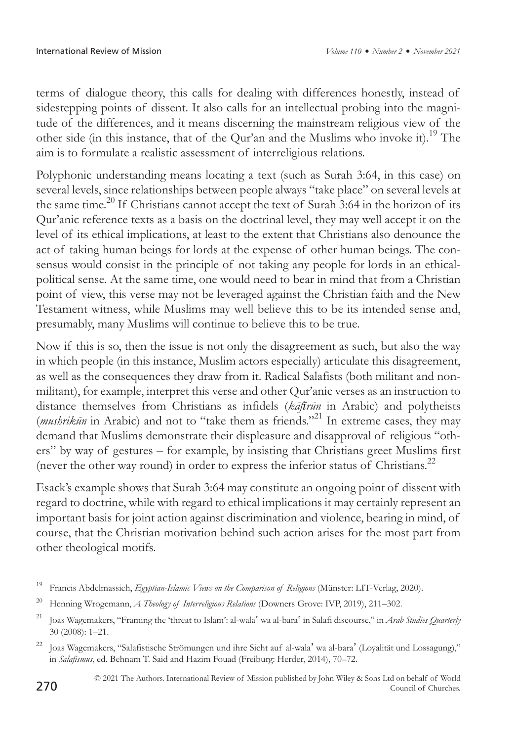terms of dialogue theory, this calls for dealing with differences honestly, instead of sidestepping points of dissent. It also calls for an intellectual probing into the magnitude of the differences, and it means discerning the mainstream religious view of the other side (in this instance, that of the Qur'an and the Muslims who invoke it).[19] The aim is to formulate a realistic assessment of interreligious relations.

Polyphonic understanding means locating a text (such as Surah 3:64, in this case) on several levels, since relationships between people always "take place" on several levels at the same time.[20] If Christians cannot accept the text of Surah 3:64 in the horizon of its Qur'anic reference texts as a basis on the doctrinal level, they may well accept it on the level of its ethical implications, at least to the extent that Christians also denounce the act of taking human beings for lords at the expense of other human beings. The consensus would consist in the principle of not taking any people for lords in an ethical-political sense. At the same time, one would need to bear in mind that from a Christian point of view, this verse may not be leveraged against the Christian faith and the New Testament witness, while Muslims may well believe this to be its intended sense and, presumably, many Muslims will continue to believe this to be true.

Now if this is so, then the issue is not only the disagreement as such, but also the way in which people (in this instance, Muslim actors especially) articulate this disagreement, as well as the consequences they draw from it. Radical Salafists (both militant and non-militant), for example, interpret this verse and other Qur'anic verses as an instruction to distance themselves from Christians as infidels (*kāfirūn* in Arabic) and polytheists (*mushrikūn* in Arabic) and not to "take them as friends."[21] In extreme cases, they may demand that Muslims demonstrate their displeasure and disapproval of religious "others" by way of gestures – for example, by insisting that Christians greet Muslims first (never the other way round) in order to express the inferior status of Christians.[22]

Esack's example shows that Surah 3:64 may constitute an ongoing point of dissent with regard to doctrine, while with regard to ethical implications it may certainly represent an important basis for joint action against discrimination and violence, bearing in mind, of course, that the Christian motivation behind such action arises for the most part from other theological motifs.

[19] Francis Abdelmassieh, *Egyptian-Islamic Views on the Comparison of Religions* (Münster: LIT-Verlag, 2020).

[20] Henning Wrogemann, *A Theology of Interreligious Relations* (Downers Grove: IVP, 2019), 211–302.

[21] Joas Wagemakers, "Framing the 'threat to Islam': al-wala' wa al-bara' in Salafi discourse," in *Arab Studies Quarterly* 30 (2008): 1–21.

[22] Joas Wagemakers, "Salafistische Strömungen und ihre Sicht auf al-wala' wa al-bara' (Loyalität und Lossagung)," in *Salafismus*, ed. Behnam T. Said and Hazim Fouad (Freiburg: Herder, 2014), 70–72.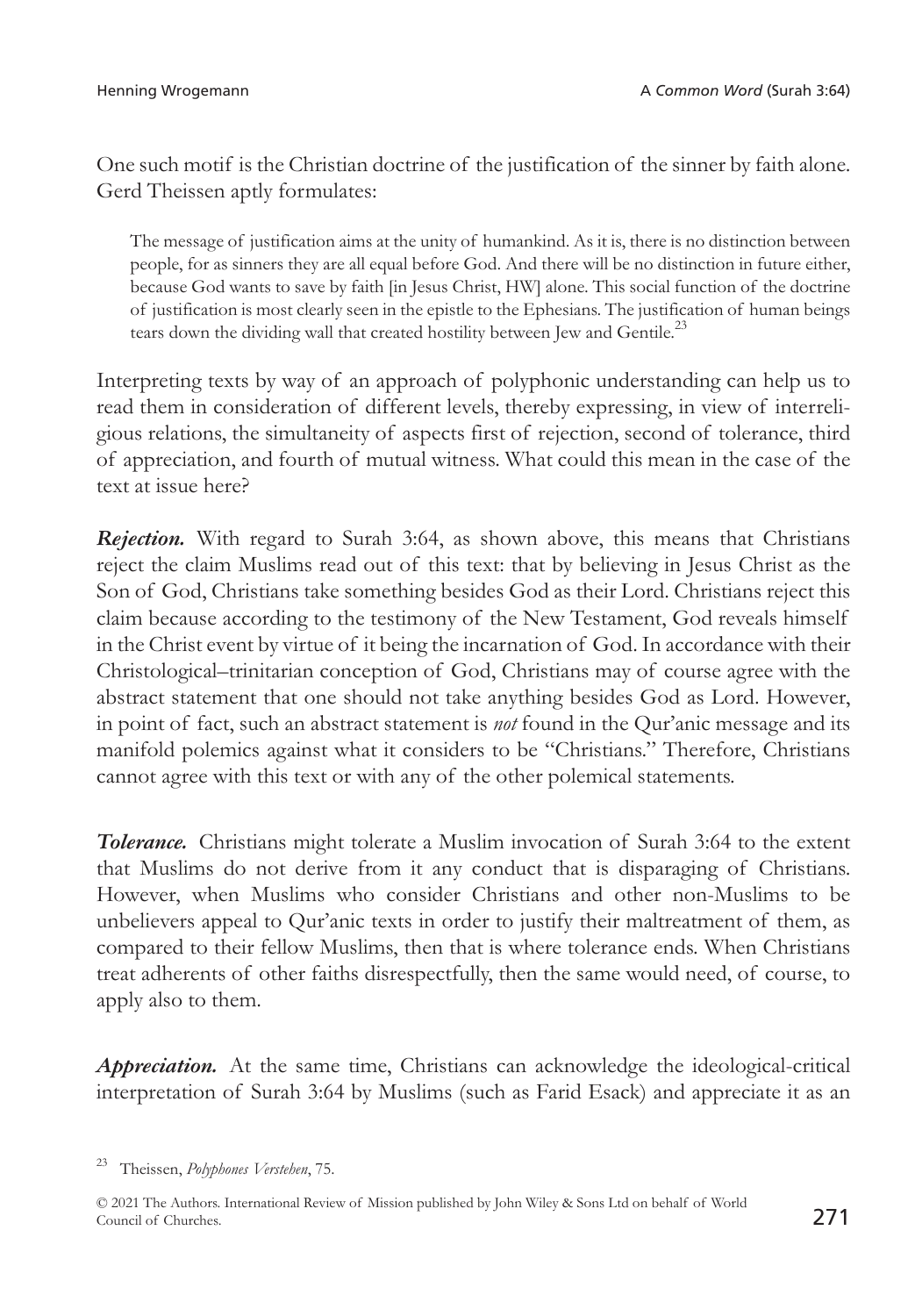One such motif is the Christian doctrine of the justification of the sinner by faith alone. Gerd Theissen aptly formulates:

> The message of justification aims at the unity of humankind. As it is, there is no distinction between people, for as sinners they are all equal before God. And there will be no distinction in future either, because God wants to save by faith [in Jesus Christ, HW] alone. This social function of the doctrine of justification is most clearly seen in the epistle to the Ephesians. The justification of human beings tears down the dividing wall that created hostility between Jew and Gentile.[23]

Interpreting texts by way of an approach of polyphonic understanding can help us to read them in consideration of different levels, thereby expressing, in view of interreligious relations, the simultaneity of aspects first of rejection, second of tolerance, third of appreciation, and fourth of mutual witness. What could this mean in the case of the text at issue here?

***Rejection.*** With regard to Surah 3:64, as shown above, this means that Christians reject the claim Muslims read out of this text: that by believing in Jesus Christ as the Son of God, Christians take something besides God as their Lord. Christians reject this claim because according to the testimony of the New Testament, God reveals himself in the Christ event by virtue of it being the incarnation of God. In accordance with their Christological–trinitarian conception of God, Christians may of course agree with the abstract statement that one should not take anything besides God as Lord. However, in point of fact, such an abstract statement is *not* found in the Qur'anic message and its manifold polemics against what it considers to be "Christians." Therefore, Christians cannot agree with this text or with any of the other polemical statements.

***Tolerance.*** Christians might tolerate a Muslim invocation of Surah 3:64 to the extent that Muslims do not derive from it any conduct that is disparaging of Christians. However, when Muslims who consider Christians and other non-Muslims to be unbelievers appeal to Qur'anic texts in order to justify their maltreatment of them, as compared to their fellow Muslims, then that is where tolerance ends. When Christians treat adherents of other faiths disrespectfully, then the same would need, of course, to apply also to them.

***Appreciation.*** At the same time, Christians can acknowledge the ideological-critical interpretation of Surah 3:64 by Muslims (such as Farid Esack) and appreciate it as an

[23] Theissen, *Polyphones Verstehen*, 75.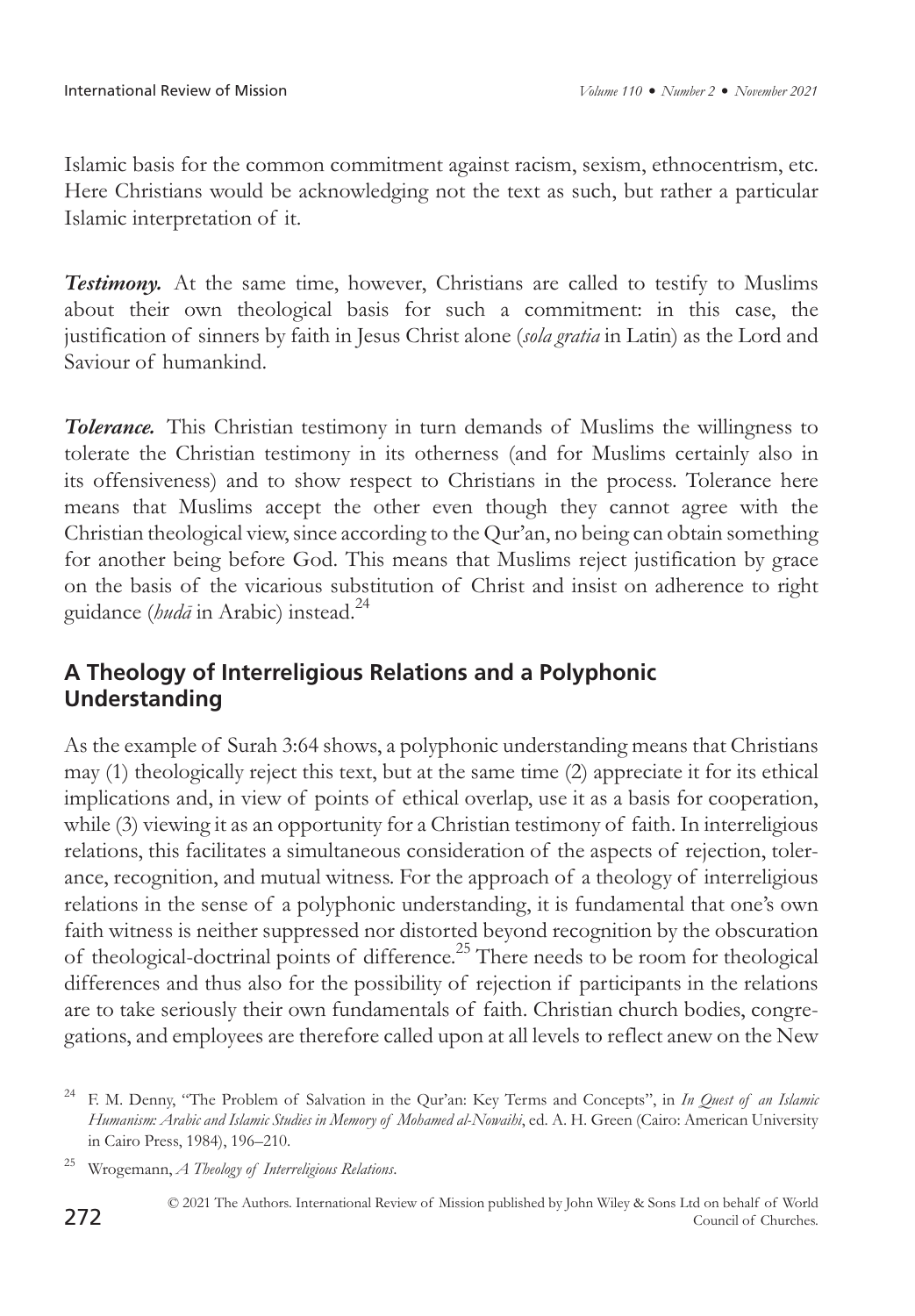Islamic basis for the common commitment against racism, sexism, ethnocentrism, etc. Here Christians would be acknowledging not the text as such, but rather a particular Islamic interpretation of it.

***Testimony.*** At the same time, however, Christians are called to testify to Muslims about their own theological basis for such a commitment: in this case, the justification of sinners by faith in Jesus Christ alone (*sola gratia* in Latin) as the Lord and Saviour of humankind.

***Tolerance.*** This Christian testimony in turn demands of Muslims the willingness to tolerate the Christian testimony in its otherness (and for Muslims certainly also in its offensiveness) and to show respect to Christians in the process. Tolerance here means that Muslims accept the other even though they cannot agree with the Christian theological view, since according to the Qur'an, no being can obtain something for another being before God. This means that Muslims reject justification by grace on the basis of the vicarious substitution of Christ and insist on adherence to right guidance (*hudā* in Arabic) instead.[24]

## A Theology of Interreligious Relations and a Polyphonic Understanding

As the example of Surah 3:64 shows, a polyphonic understanding means that Christians may (1) theologically reject this text, but at the same time (2) appreciate it for its ethical implications and, in view of points of ethical overlap, use it as a basis for cooperation, while (3) viewing it as an opportunity for a Christian testimony of faith. In interreligious relations, this facilitates a simultaneous consideration of the aspects of rejection, tolerance, recognition, and mutual witness. For the approach of a theology of interreligious relations in the sense of a polyphonic understanding, it is fundamental that one's own faith witness is neither suppressed nor distorted beyond recognition by the obscuration of theological-doctrinal points of difference.[25] There needs to be room for theological differences and thus also for the possibility of rejection if participants in the relations are to take seriously their own fundamentals of faith. Christian church bodies, congregations, and employees are therefore called upon at all levels to reflect anew on the New

[24] F. M. Denny, "The Problem of Salvation in the Qur'an: Key Terms and Concepts", in *In Quest of an Islamic Humanism: Arabic and Islamic Studies in Memory of Mohamed al-Nowaihi*, ed. A. H. Green (Cairo: American University in Cairo Press, 1984), 196–210.

[25] Wrogemann, *A Theology of Interreligious Relations*.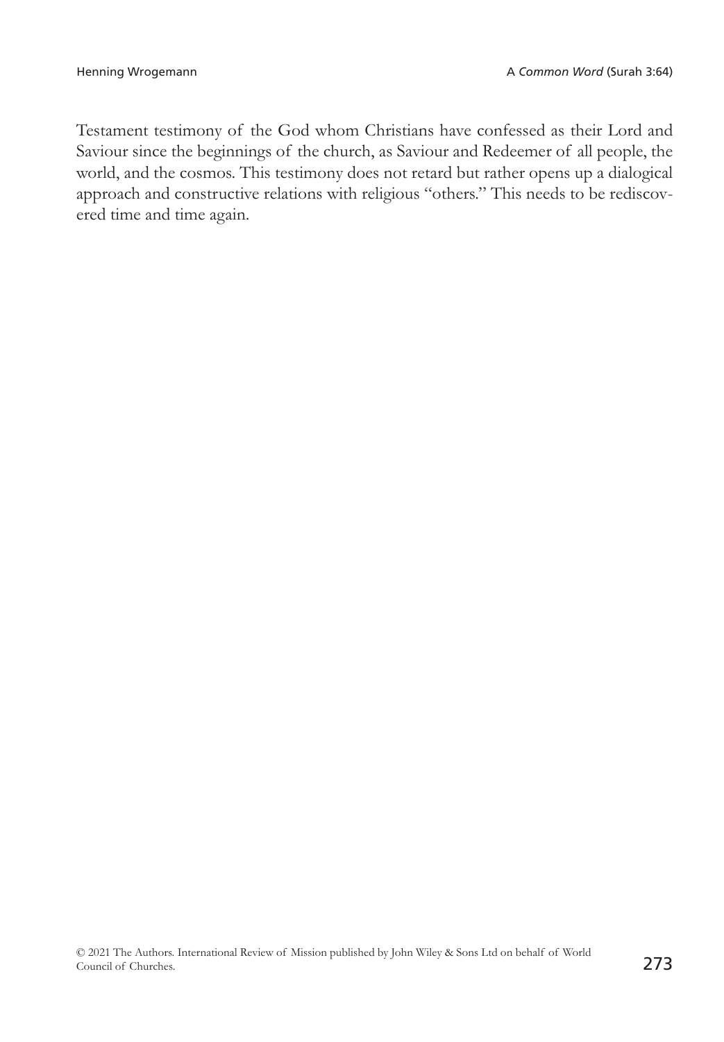Testament testimony of the God whom Christians have confessed as their Lord and Saviour since the beginnings of the church, as Saviour and Redeemer of all people, the world, and the cosmos. This testimony does not retard but rather opens up a dialogical approach and constructive relations with religious "others." This needs to be rediscovered time and time again.